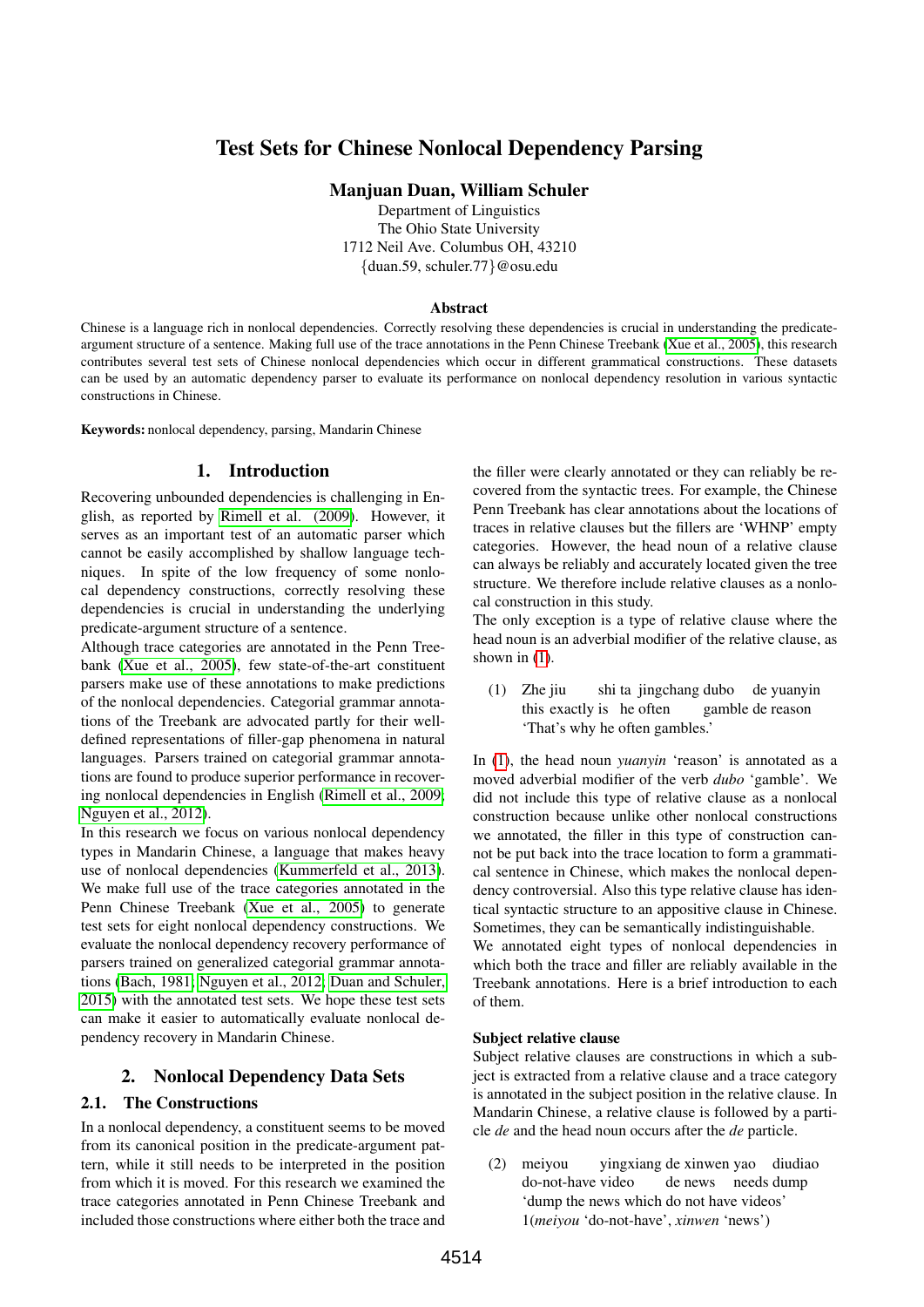# Test Sets for Chinese Nonlocal Dependency Parsing

**Manjuan Duan, William Schuler**

Department of Linguistics
The Ohio State University
1712 Neil Ave. Columbus OH, 43210
{duan.59, schuler.77}@osu.edu

### Abstract

Chinese is a language rich in nonlocal dependencies. Correctly resolving these dependencies is crucial in understanding the predicate-argument structure of a sentence. Making full use of the trace annotations in the Penn Chinese Treebank (Xue et al., 2005), this research contributes several test sets of Chinese nonlocal dependencies which occur in different grammatical constructions. These datasets can be used by an automatic dependency parser to evaluate its performance on nonlocal dependency resolution in various syntactic constructions in Chinese.

**Keywords:** nonlocal dependency, parsing, Mandarin Chinese

## 1. Introduction

Recovering unbounded dependencies is challenging in English, as reported by Rimell et al. (2009). However, it serves as an important test of an automatic parser which cannot be easily accomplished by shallow language techniques. In spite of the low frequency of some nonlocal dependency constructions, correctly resolving these dependencies is crucial in understanding the underlying predicate-argument structure of a sentence.

Although trace categories are annotated in the Penn Treebank (Xue et al., 2005), few state-of-the-art constituent parsers make use of these annotations to make predictions of the nonlocal dependencies. Categorial grammar annotations of the Treebank are advocated partly for their well-defined representations of filler-gap phenomena in natural languages. Parsers trained on categorial grammar annotations are found to produce superior performance in recovering nonlocal dependencies in English (Rimell et al., 2009; Nguyen et al., 2012).

In this research we focus on various nonlocal dependency types in Mandarin Chinese, a language that makes heavy use of nonlocal dependencies (Kummerfeld et al., 2013). We make full use of the trace categories annotated in the Penn Chinese Treebank (Xue et al., 2005) to generate test sets for eight nonlocal dependency constructions. We evaluate the nonlocal dependency recovery performance of parsers trained on generalized categorial grammar annotations (Bach, 1981; Nguyen et al., 2012; Duan and Schuler, 2015) with the annotated test sets. We hope these test sets can make it easier to automatically evaluate nonlocal dependency recovery in Mandarin Chinese.

## 2. Nonlocal Dependency Data Sets

### 2.1. The Constructions

In a nonlocal dependency, a constituent seems to be moved from its canonical position in the predicate-argument pattern, while it still needs to be interpreted in the position from which it is moved. For this research we examined the trace categories annotated in Penn Chinese Treebank and included those constructions where either both the trace and the filler were clearly annotated or they can reliably be recovered from the syntactic trees. For example, the Chinese Penn Treebank has clear annotations about the locations of traces in relative clauses but the fillers are 'WHNP' empty categories. However, the head noun of a relative clause can always be reliably and accurately located given the tree structure. We therefore include relative clauses as a nonlocal construction in this study.

The only exception is a type of relative clause where the head noun is an adverbial modifier of the relative clause, as shown in (1).

(1) Zhe jiu shi ta jingchang dubo de yuanyin
this exactly is he often gamble de reason
'That's why he often gambles.'

In (1), the head noun *yuanyin* 'reason' is annotated as a moved adverbial modifier of the verb *dubo* 'gamble'. We did not include this type of relative clause as a nonlocal construction because unlike other nonlocal constructions we annotated, the filler in this type of construction cannot be put back into the trace location to form a grammatical sentence in Chinese, which makes the nonlocal dependency controversial. Also this type relative clause has identical syntactic structure to an appositive clause in Chinese. Sometimes, they can be semantically indistinguishable.

We annotated eight types of nonlocal dependencies in which both the trace and filler are reliably available in the Treebank annotations. Here is a brief introduction to each of them.

**Subject relative clause**

Subject relative clauses are constructions in which a subject is extracted from a relative clause and a trace category is annotated in the subject position in the relative clause. In Mandarin Chinese, a relative clause is followed by a particle *de* and the head noun occurs after the *de* particle.

(2) meiyou yingxiang de xinwen yao diudiao
do-not-have video de news needs dump
'dump the news which do not have videos'
1(*meiyou* 'do-not-have', *xinwen* 'news')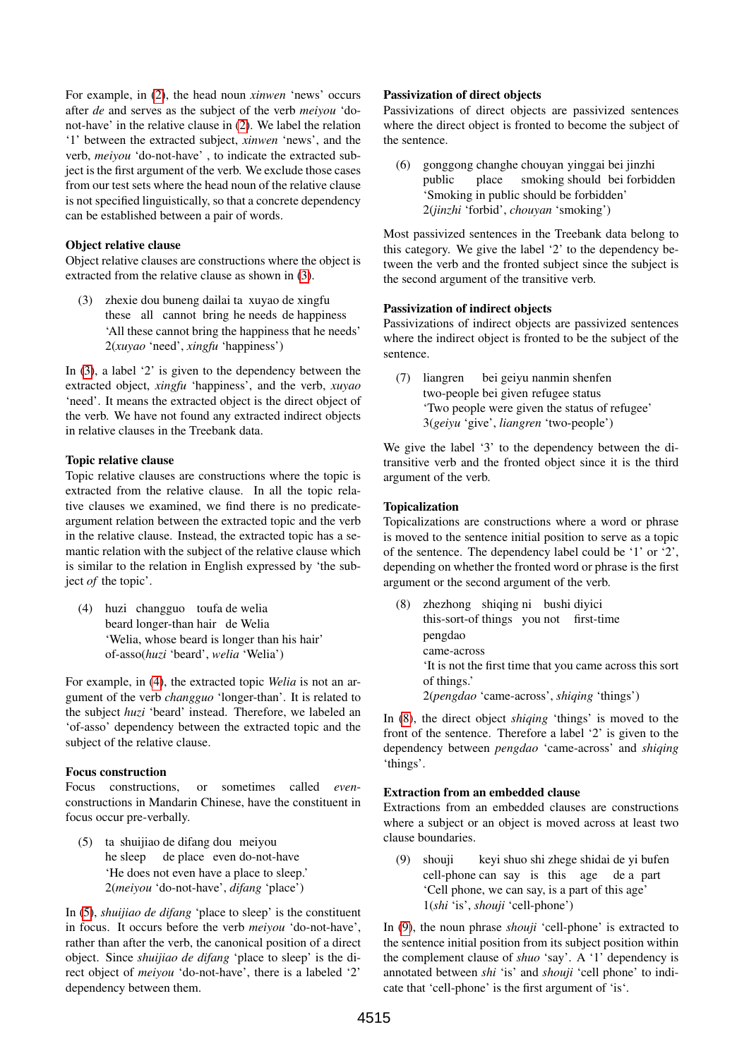For example, in (2), the head noun *xinwen* 'news' occurs after *de* and serves as the subject of the verb *meiyou* 'do-not-have' in the relative clause in (2). We label the relation '1' between the extracted subject, *xinwen* 'news', and the verb, *meiyou* 'do-not-have' , to indicate the extracted subject is the first argument of the verb. We exclude those cases from our test sets where the head noun of the relative clause is not specified linguistically, so that a concrete dependency can be established between a pair of words.

**Object relative clause**
Object relative clauses are constructions where the object is extracted from the relative clause as shown in (3).

(3) zhexie dou buneng dailai ta xuyao de xingfu
these all cannot bring he needs de happiness
'All these cannot bring the happiness that he needs'
2(*xuyao* 'need', *xingfu* 'happiness')

In (3), a label '2' is given to the dependency between the extracted object, *xingfu* 'happiness', and the verb, *xuyao* 'need'. It means the extracted object is the direct object of the verb. We have not found any extracted indirect objects in relative clauses in the Treebank data.

**Topic relative clause**
Topic relative clauses are constructions where the topic is extracted from the relative clause. In all the topic relative clauses we examined, we find there is no predicate-argument relation between the extracted topic and the verb in the relative clause. Instead, the extracted topic has a semantic relation with the subject of the relative clause which is similar to the relation in English expressed by 'the subject *of* the topic'.

(4) huzi changguo toufa de welia
beard longer-than hair de Welia
'Welia, whose beard is longer than his hair'
of-asso(*huzi* 'beard', *welia* 'Welia')

For example, in (4), the extracted topic *Welia* is not an argument of the verb *changguo* 'longer-than'. It is related to the subject *huzi* 'beard' instead. Therefore, we labeled an 'of-asso' dependency between the extracted topic and the subject of the relative clause.

**Focus construction**
Focus constructions, or sometimes called *even*-constructions in Mandarin Chinese, have the constituent in focus occur pre-verbally.

(5) ta shuijiao de difang dou meiyou
he sleep de place even do-not-have
'He does not even have a place to sleep.'
2(*meiyou* 'do-not-have', *difang* 'place')

In (5), *shuijiao de difang* 'place to sleep' is the constituent in focus. It occurs before the verb *meiyou* 'do-not-have', rather than after the verb, the canonical position of a direct object. Since *shuijiao de difang* 'place to sleep' is the direct object of *meiyou* 'do-not-have', there is a labeled '2' dependency between them.

**Passivization of direct objects**
Passivizations of direct objects are passivized sentences where the direct object is fronted to become the subject of the sentence.

(6) gonggong changhe chouyan yinggai bei jinzhi
public place smoking should bei forbidden
'Smoking in public should be forbidden'
2(*jinzhi* 'forbid', *chouyan* 'smoking')

Most passivized sentences in the Treebank data belong to this category. We give the label '2' to the dependency between the verb and the fronted subject since the subject is the second argument of the transitive verb.

**Passivization of indirect objects**
Passivizations of indirect objects are passivized sentences where the indirect object is fronted to be the subject of the sentence.

(7) liangren bei geiyu nanmin shenfen
two-people bei given refugee status
'Two people were given the status of refugee'
3(*geiyu* 'give', *liangren* 'two-people')

We give the label '3' to the dependency between the ditransitive verb and the fronted object since it is the third argument of the verb.

**Topicalization**
Topicalizations are constructions where a word or phrase is moved to the sentence initial position to serve as a topic of the sentence. The dependency label could be '1' or '2', depending on whether the fronted word or phrase is the first argument or the second argument of the verb.

(8) zhezhong shiqing ni bushi diyici pengdao
this-sort-of things you not first-time came-across
'It is not the first time that you came across this sort of things.'
2(*pengdao* 'came-across', *shiqing* 'things')

In (8), the direct object *shiqing* 'things' is moved to the front of the sentence. Therefore a label '2' is given to the dependency between *pengdao* 'came-across' and *shiqing* 'things'.

**Extraction from an embedded clause**
Extractions from an embedded clauses are constructions where a subject or an object is moved across at least two clause boundaries.

(9) shouji keyi shuo shi zhege shidai de yi bufen
cell-phone can say is this age de a part
'Cell phone, we can say, is a part of this age'
1(*shi* 'is', *shouji* 'cell-phone')

In (9), the noun phrase *shouji* 'cell-phone' is extracted to the sentence initial position from its subject position within the complement clause of *shuo* 'say'. A '1' dependency is annotated between *shi* 'is' and *shouji* 'cell phone' to indicate that 'cell-phone' is the first argument of 'is'.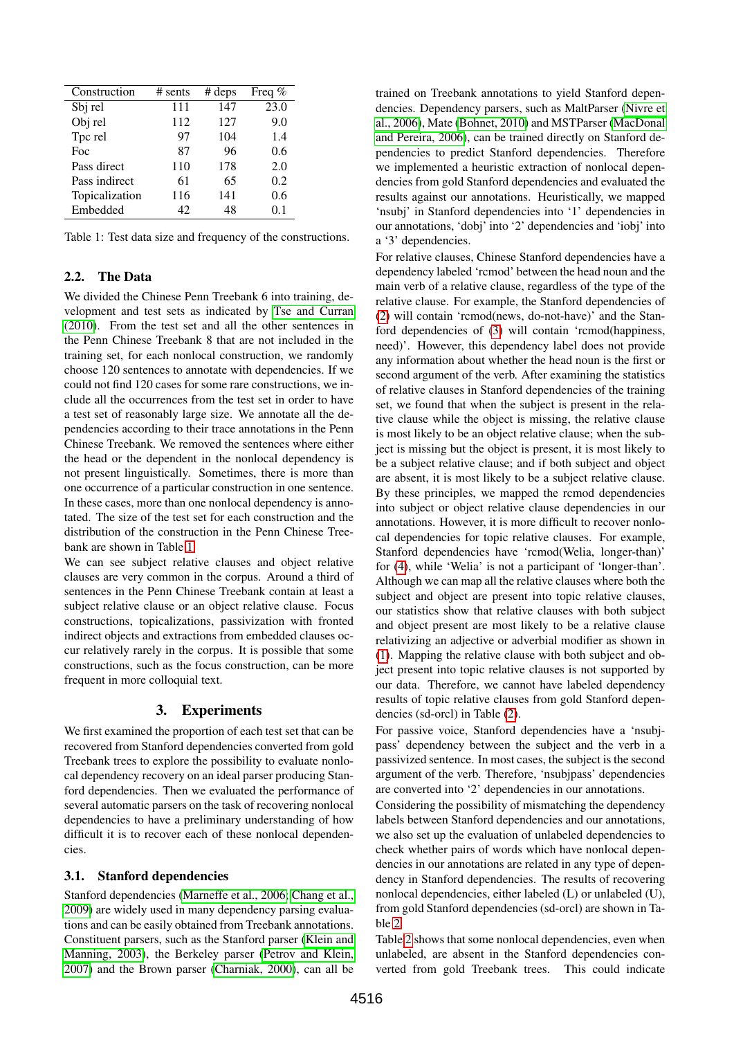| Construction | # sents | # deps | Freq % |
|---|---|---|---|
| Sbj rel | 111 | 147 | 23.0 |
| Obj rel | 112 | 127 | 9.0 |
| Tpc rel | 97 | 104 | 1.4 |
| Foc | 87 | 96 | 0.6 |
| Pass direct | 110 | 178 | 2.0 |
| Pass indirect | 61 | 65 | 0.2 |
| Topicalization | 116 | 141 | 0.6 |
| Embedded | 42 | 48 | 0.1 |

Table 1: Test data size and frequency of the constructions.

### 2.2. The Data

We divided the Chinese Penn Treebank 6 into training, development and test sets as indicated by Tse and Curran (2010). From the test set and all the other sentences in the Penn Chinese Treebank 8 that are not included in the training set, for each nonlocal construction, we randomly choose 120 sentences to annotate with dependencies. If we could not find 120 cases for some rare constructions, we include all the occurrences from the test set in order to have a test set of reasonably large size. We annotate all the dependencies according to their trace annotations in the Penn Chinese Treebank. We removed the sentences where either the head or the dependent in the nonlocal dependency is not present linguistically. Sometimes, there is more than one occurrence of a particular construction in one sentence. In these cases, more than one nonlocal dependency is annotated. The size of the test set for each construction and the distribution of the construction in the Penn Chinese Treebank are shown in Table 1.

We can see subject relative clauses and object relative clauses are very common in the corpus. Around a third of sentences in the Penn Chinese Treebank contain at least a subject relative clause or an object relative clause. Focus constructions, topicalizations, passivization with fronted indirect objects and extractions from embedded clauses occur relatively rarely in the corpus. It is possible that some constructions, such as the focus construction, can be more frequent in more colloquial text.

## 3. Experiments

We first examined the proportion of each test set that can be recovered from Stanford dependencies converted from gold Treebank trees to explore the possibility to evaluate nonlocal dependency recovery on an ideal parser producing Stanford dependencies. Then we evaluated the performance of several automatic parsers on the task of recovering nonlocal dependencies to have a preliminary understanding of how difficult it is to recover each of these nonlocal dependencies.

### 3.1. Stanford dependencies

Stanford dependencies (Marneffe et al., 2006; Chang et al., 2009) are widely used in many dependency parsing evaluations and can be easily obtained from Treebank annotations. Constituent parsers, such as the Stanford parser (Klein and Manning, 2003), the Berkeley parser (Petrov and Klein, 2007) and the Brown parser (Charniak, 2000), can all be trained on Treebank annotations to yield Stanford dependencies. Dependency parsers, such as MaltParser (Nivre et al., 2006), Mate (Bohnet, 2010) and MSTParser (MacDonal and Pereira, 2006), can be trained directly on Stanford dependencies to predict Stanford dependencies. Therefore we implemented a heuristic extraction of nonlocal dependencies from gold Stanford dependencies and evaluated the results against our annotations. Heuristically, we mapped 'nsubj' in Stanford dependencies into '1' dependencies in our annotations, 'dobj' into '2' dependencies and 'iobj' into a '3' dependencies.

For relative clauses, Chinese Stanford dependencies have a dependency labeled 'rcmod' between the head noun and the main verb of a relative clause, regardless of the type of the relative clause. For example, the Stanford dependencies of (2) will contain 'rcmod(news, do-not-have)' and the Stanford dependencies of (3) will contain 'rcmod(happiness, need)'. However, this dependency label does not provide any information about whether the head noun is the first or second argument of the verb. After examining the statistics of relative clauses in Stanford dependencies of the training set, we found that when the subject is present in the relative clause while the object is missing, the relative clause is most likely to be an object relative clause; when the subject is missing but the object is present, it is most likely to be a subject relative clause; and if both subject and object are absent, it is most likely to be a subject relative clause. By these principles, we mapped the rcmod dependencies into subject or object relative clause dependencies in our annotations. However, it is more difficult to recover nonlocal dependencies for topic relative clauses. For example, Stanford dependencies have 'rcmod(Welia, longer-than)' for (4), while 'Welia' is not a participant of 'longer-than'. Although we can map all the relative clauses where both the subject and object are present into topic relative clauses, our statistics show that relative clauses with both subject and object present are most likely to be a relative clause relativizing an adjective or adverbial modifier as shown in (1). Mapping the relative clause with both subject and object present into topic relative clauses is not supported by our data. Therefore, we cannot have labeled dependency results of topic relative clauses from gold Stanford dependencies (sd-orcl) in Table (2).

For passive voice, Stanford dependencies have a 'nsubjpass' dependency between the subject and the verb in a passivized sentence. In most cases, the subject is the second argument of the verb. Therefore, 'nsubjpass' dependencies are converted into '2' dependencies in our annotations.

Considering the possibility of mismatching the dependency labels between Stanford dependencies and our annotations, we also set up the evaluation of unlabeled dependencies to check whether pairs of words which have nonlocal dependencies in our annotations are related in any type of dependency in Stanford dependencies. The results of recovering nonlocal dependencies, either labeled (L) or unlabeled (U), from gold Stanford dependencies (sd-orcl) are shown in Table 2.

Table 2 shows that some nonlocal dependencies, even when unlabeled, are absent in the Stanford dependencies converted from gold Treebank trees. This could indicate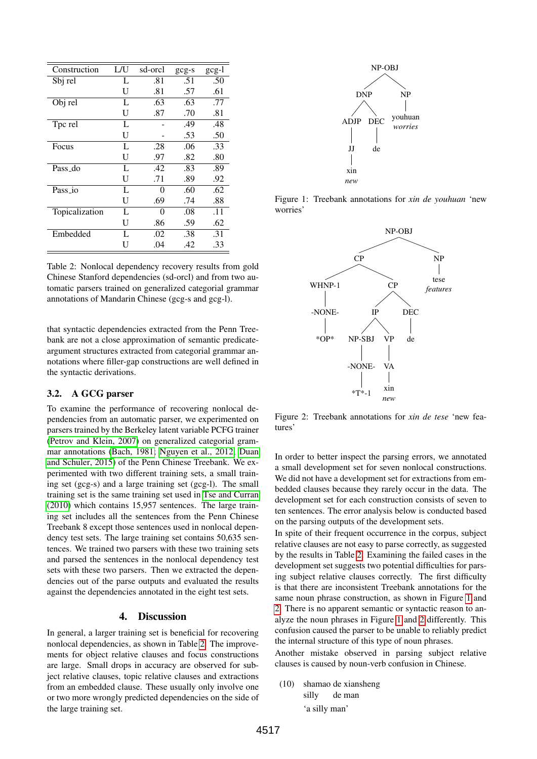| Construction | L/U | sd-orcl | gcg-s | gcg-l |
|---|---|---|---|---|
| Sbj rel | L | .81 | .51 | .50 |
| | U | .81 | .57 | .61 |
| Obj rel | L | .63 | .63 | .77 |
| | U | .87 | .70 | .81 |
| Tpc rel | L | - | .49 | .48 |
| | U | - | .53 | .50 |
| Focus | L | .28 | .06 | .33 |
| | U | .97 | .82 | .80 |
| Pass_do | L | .42 | .83 | .89 |
| | U | .71 | .89 | .92 |
| Pass_io | L | 0 | .60 | .62 |
| | U | .69 | .74 | .88 |
| Topicalization | L | 0 | .08 | .11 |
| | U | .86 | .59 | .62 |
| Embedded | L | .02 | .38 | .31 |
| | U | .04 | .42 | .33 |

Table 2: Nonlocal dependency recovery results from gold Chinese Stanford dependencies (sd-orcl) and from two automatic parsers trained on generalized categorial grammar annotations of Mandarin Chinese (gcg-s and gcg-l).

that syntactic dependencies extracted from the Penn Treebank are not a close approximation of semantic predicate-argument structures extracted from categorial grammar annotations where filler-gap constructions are well defined in the syntactic derivations.

### 3.2. A GCG parser

To examine the performance of recovering nonlocal dependencies from an automatic parser, we experimented on parsers trained by the Berkeley latent variable PCFG trainer (Petrov and Klein, 2007) on generalized categorial grammar annotations (Bach, 1981; Nguyen et al., 2012; Duan and Schuler, 2015) of the Penn Chinese Treebank. We experimented with two different training sets, a small training set (gcg-s) and a large training set (gcg-l). The small training set is the same training set used in Tse and Curran (2010) which contains 15,957 sentences. The large training set includes all the sentences from the Penn Chinese Treebank 8 except those sentences used in nonlocal dependency test sets. The large training set contains 50,635 sentences. We trained two parsers with these two training sets and parsed the sentences in the nonlocal dependency test sets with these two parsers. Then we extracted the dependencies out of the parse outputs and evaluated the results against the dependencies annotated in the eight test sets.

## 4. Discussion

In general, a larger training set is beneficial for recovering nonlocal dependencies, as shown in Table 2. The improvements for object relative clauses and focus constructions are large. Small drops in accuracy are observed for subject relative clauses, topic relative clauses and extractions from an embedded clause. These usually only involve one or two more wrongly predicted dependencies on the side of the large training set.

```
          NP-OBJ
         /      \
      DNP        NP
     /   \        |
  ADJP   DEC   youhuan
   |      |    worries
   JJ     de
   |
  xin
  new
```

Figure 1: Treebank annotations for *xin de youhuan* 'new worries'

```
                 NP-OBJ
                /      \
              CP        NP
            /    \       |
      WHNP-1      CP    tese
        |       /    \  features
     -NONE-   IP     DEC
        |    /  \     |
      *OP* NP-SBJ VP  de
            |     |
         -NONE-  VA
            |     |
          *T*-1  xin
                 new
```

Figure 2: Treebank annotations for *xin de tese* 'new features'

In order to better inspect the parsing errors, we annotated a small development set for seven nonlocal constructions. We did not have a development set for extractions from embedded clauses because they rarely occur in the data. The development set for each construction consists of seven to ten sentences. The error analysis below is conducted based on the parsing outputs of the development sets.

In spite of their frequent occurrence in the corpus, subject relative clauses are not easy to parse correctly, as suggested by the results in Table 2. Examining the failed cases in the development set suggests two potential difficulties for parsing subject relative clauses correctly. The first difficulty is that there are inconsistent Treebank annotations for the same noun phrase construction, as shown in Figure 1 and 2. There is no apparent semantic or syntactic reason to analyze the noun phrases in Figure 1 and 2 differently. This confusion caused the parser to be unable to reliably predict the internal structure of this type of noun phrases.

Another mistake observed in parsing subject relative clauses is caused by noun-verb confusion in Chinese.

(10) shamao de xiansheng
silly de man
'a silly man'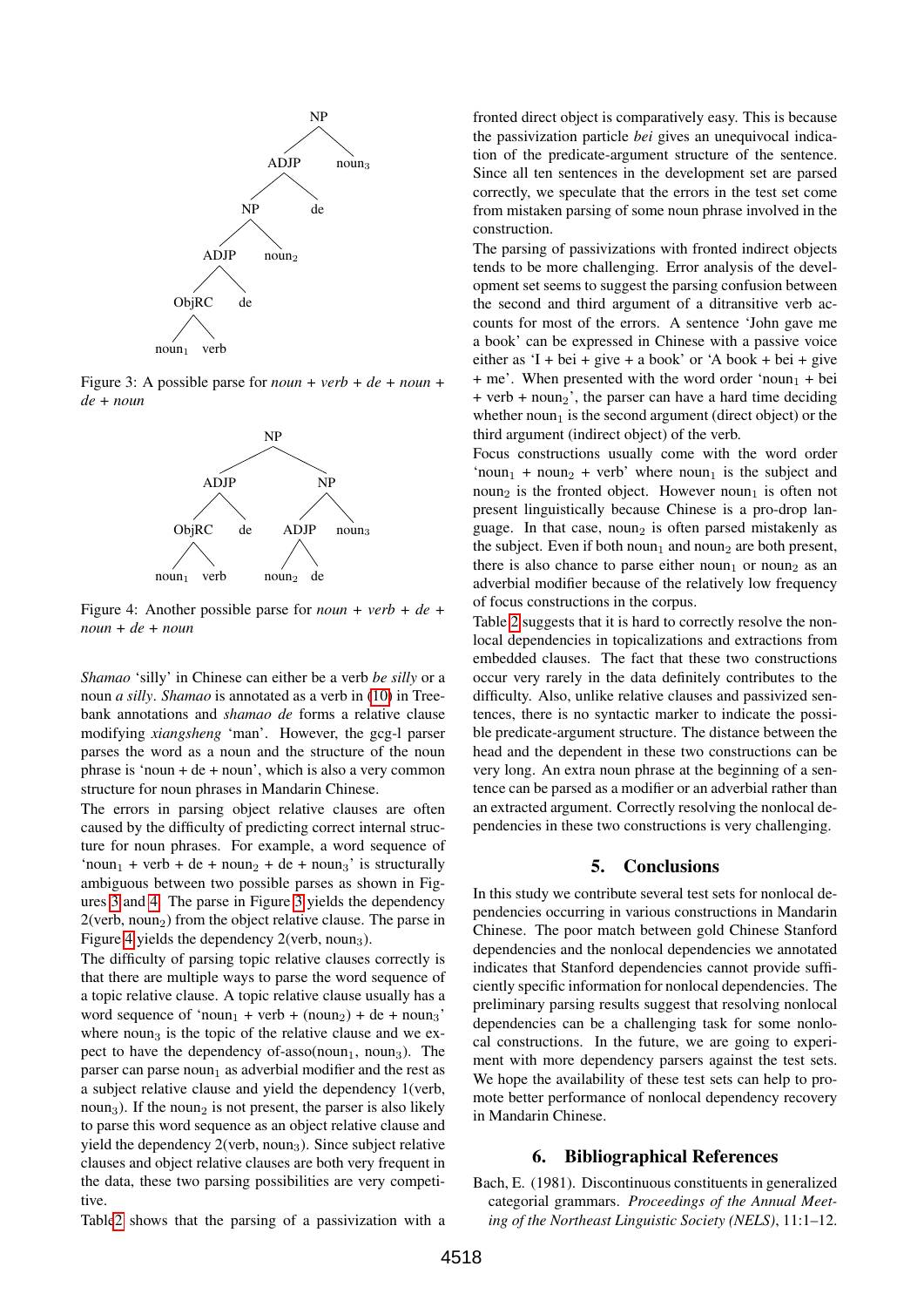Figure 3: A possible parse for *noun + verb + de + noun + de + noun*

Figure 4: Another possible parse for *noun + verb + de + noun + de + noun*

*Shamao* 'silly' in Chinese can either be a verb *be silly* or a noun *a silly*. *Shamao* is annotated as a verb in (10) in Treebank annotations and *shamao de* forms a relative clause modifying *xiangsheng* 'man'. However, the gcg-l parser parses the word as a noun and the structure of the noun phrase is 'noun + de + noun', which is also a very common structure for noun phrases in Mandarin Chinese.

The errors in parsing object relative clauses are often caused by the difficulty of predicting correct internal structure for noun phrases. For example, a word sequence of 'noun$_1$ + verb + de + noun$_2$ + de + noun$_3$' is structurally ambiguous between two possible parses as shown in Figures 3 and 4. The parse in Figure 3 yields the dependency 2(verb, noun$_2$) from the object relative clause. The parse in Figure 4 yields the dependency 2(verb, noun$_3$).

The difficulty of parsing topic relative clauses correctly is that there are multiple ways to parse the word sequence of a topic relative clause. A topic relative clause usually has a word sequence of 'noun$_1$ + verb + (noun$_2$) + de + noun$_3$' where noun$_3$ is the topic of the relative clause and we expect to have the dependency of-asso(noun$_1$, noun$_3$). The parser can parse noun$_1$ as adverbial modifier and the rest as a subject relative clause and yield the dependency 1(verb, noun$_3$). If the noun$_2$ is not present, the parser is also likely to parse this word sequence as an object relative clause and yield the dependency 2(verb, noun$_3$). Since subject relative clauses and object relative clauses are both very frequent in the data, these two parsing possibilities are very competitive.

Table 2 shows that the parsing of a passivization with a fronted direct object is comparatively easy. This is because the passivization particle *bei* gives an unequivocal indication of the predicate-argument structure of the sentence. Since all ten sentences in the development set are parsed correctly, we speculate that the errors in the test set come from mistaken parsing of some noun phrase involved in the construction.

The parsing of passivizations with fronted indirect objects tends to be more challenging. Error analysis of the development set seems to suggest the parsing confusion between the second and third argument of a ditransitive verb accounts for most of the errors. A sentence 'John gave me a book' can be expressed in Chinese with a passive voice either as 'I + bei + give + a book' or 'A book + bei + give + me'. When presented with the word order 'noun$_1$ + bei + verb + noun$_2$', the parser can have a hard time deciding whether noun$_1$ is the second argument (direct object) or the third argument (indirect object) of the verb.

Focus constructions usually come with the word order 'noun$_1$ + noun$_2$ + verb' where noun$_1$ is the subject and noun$_2$ is the fronted object. However noun$_1$ is often not present linguistically because Chinese is a pro-drop language. In that case, noun$_2$ is often parsed mistakenly as the subject. Even if both noun$_1$ and noun$_2$ are both present, there is also chance to parse either noun$_1$ or noun$_2$ as an adverbial modifier because of the relatively low frequency of focus constructions in the corpus.

Table 2 suggests that it is hard to correctly resolve the nonlocal dependencies in topicalizations and extractions from embedded clauses. The fact that these two constructions occur very rarely in the data definitely contributes to the difficulty. Also, unlike relative clauses and passivized sentences, there is no syntactic marker to indicate the possible predicate-argument structure. The distance between the head and the dependent in these two constructions can be very long. An extra noun phrase at the beginning of a sentence can be parsed as a modifier or an adverbial rather than an extracted argument. Correctly resolving the nonlocal dependencies in these two constructions is very challenging.

## 5. Conclusions

In this study we contribute several test sets for nonlocal dependencies occurring in various constructions in Mandarin Chinese. The poor match between gold Chinese Stanford dependencies and the nonlocal dependencies we annotated indicates that Stanford dependencies cannot provide sufficiently specific information for nonlocal dependencies. The preliminary parsing results suggest that resolving nonlocal dependencies can be a challenging task for some nonlocal constructions. In the future, we are going to experiment with more dependency parsers against the test sets. We hope the availability of these test sets can help to promote better performance of nonlocal dependency recovery in Mandarin Chinese.

## 6. Bibliographical References

Bach, E. (1981). Discontinuous constituents in generalized categorial grammars. *Proceedings of the Annual Meeting of the Northeast Linguistic Society (NELS)*, 11:1–12.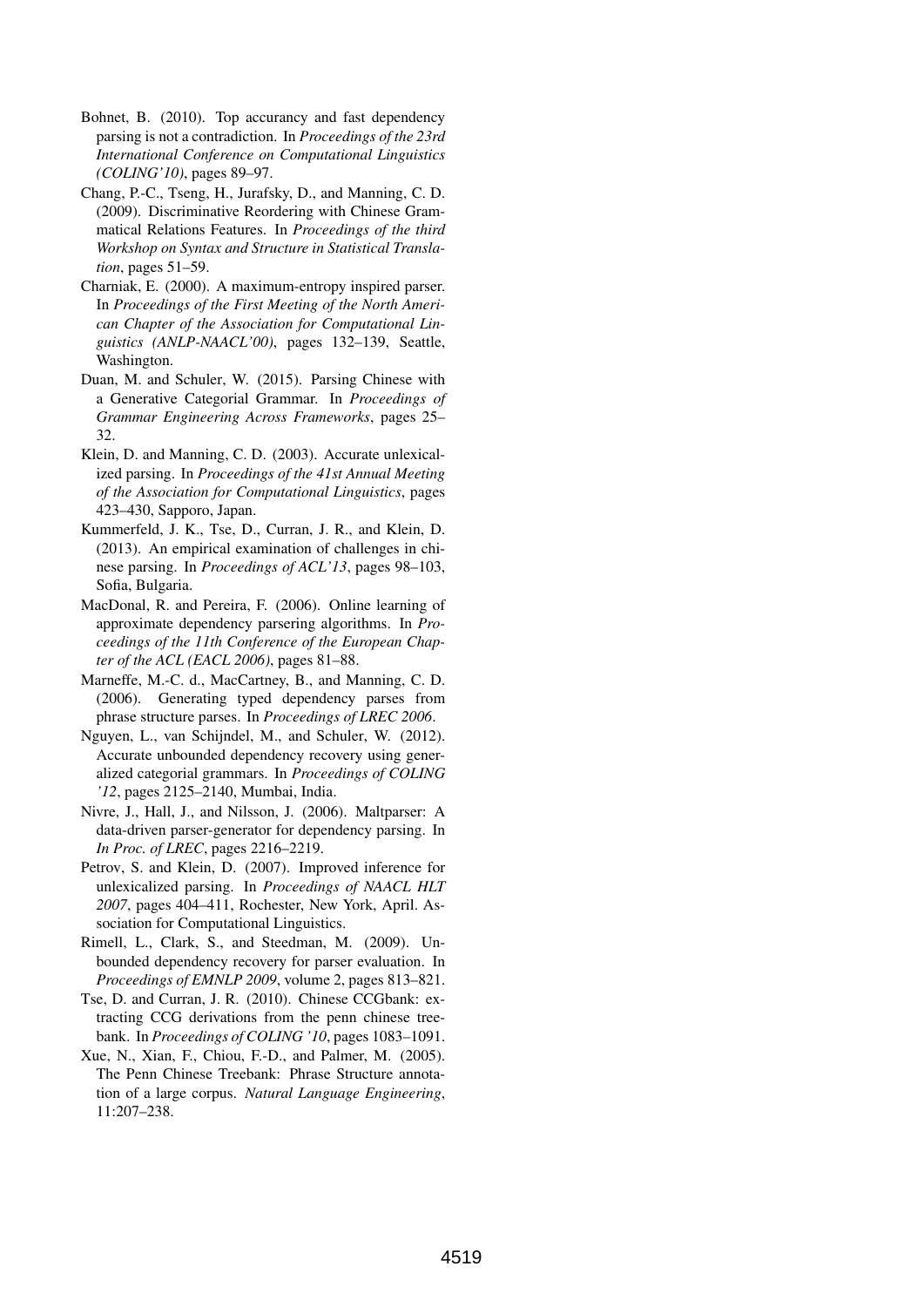Bohnet, B. (2010). Top accurancy and fast dependency parsing is not a contradiction. In *Proceedings of the 23rd International Conference on Computational Linguistics (COLING'10)*, pages 89–97.

Chang, P.-C., Tseng, H., Jurafsky, D., and Manning, C. D. (2009). Discriminative Reordering with Chinese Grammatical Relations Features. In *Proceedings of the third Workshop on Syntax and Structure in Statistical Translation*, pages 51–59.

Charniak, E. (2000). A maximum-entropy inspired parser. In *Proceedings of the First Meeting of the North American Chapter of the Association for Computational Linguistics (ANLP-NAACL'00)*, pages 132–139, Seattle, Washington.

Duan, M. and Schuler, W. (2015). Parsing Chinese with a Generative Categorial Grammar. In *Proceedings of Grammar Engineering Across Frameworks*, pages 25–32.

Klein, D. and Manning, C. D. (2003). Accurate unlexicalized parsing. In *Proceedings of the 41st Annual Meeting of the Association for Computational Linguistics*, pages 423–430, Sapporo, Japan.

Kummerfeld, J. K., Tse, D., Curran, J. R., and Klein, D. (2013). An empirical examination of challenges in chinese parsing. In *Proceedings of ACL'13*, pages 98–103, Sofia, Bulgaria.

MacDonal, R. and Pereira, F. (2006). Online learning of approximate dependency parsering algorithms. In *Proceedings of the 11th Conference of the European Chapter of the ACL (EACL 2006)*, pages 81–88.

Marneffe, M.-C. d., MacCartney, B., and Manning, C. D. (2006). Generating typed dependency parses from phrase structure parses. In *Proceedings of LREC 2006*.

Nguyen, L., van Schijndel, M., and Schuler, W. (2012). Accurate unbounded dependency recovery using generalized categorial grammars. In *Proceedings of COLING '12*, pages 2125–2140, Mumbai, India.

Nivre, J., Hall, J., and Nilsson, J. (2006). Maltparser: A data-driven parser-generator for dependency parsing. In *In Proc. of LREC*, pages 2216–2219.

Petrov, S. and Klein, D. (2007). Improved inference for unlexicalized parsing. In *Proceedings of NAACL HLT 2007*, pages 404–411, Rochester, New York, April. Association for Computational Linguistics.

Rimell, L., Clark, S., and Steedman, M. (2009). Unbounded dependency recovery for parser evaluation. In *Proceedings of EMNLP 2009*, volume 2, pages 813–821.

Tse, D. and Curran, J. R. (2010). Chinese CCGbank: extracting CCG derivations from the penn chinese treebank. In *Proceedings of COLING '10*, pages 1083–1091.

Xue, N., Xian, F., Chiou, F.-D., and Palmer, M. (2005). The Penn Chinese Treebank: Phrase Structure annotation of a large corpus. *Natural Language Engineering*, 11:207–238.